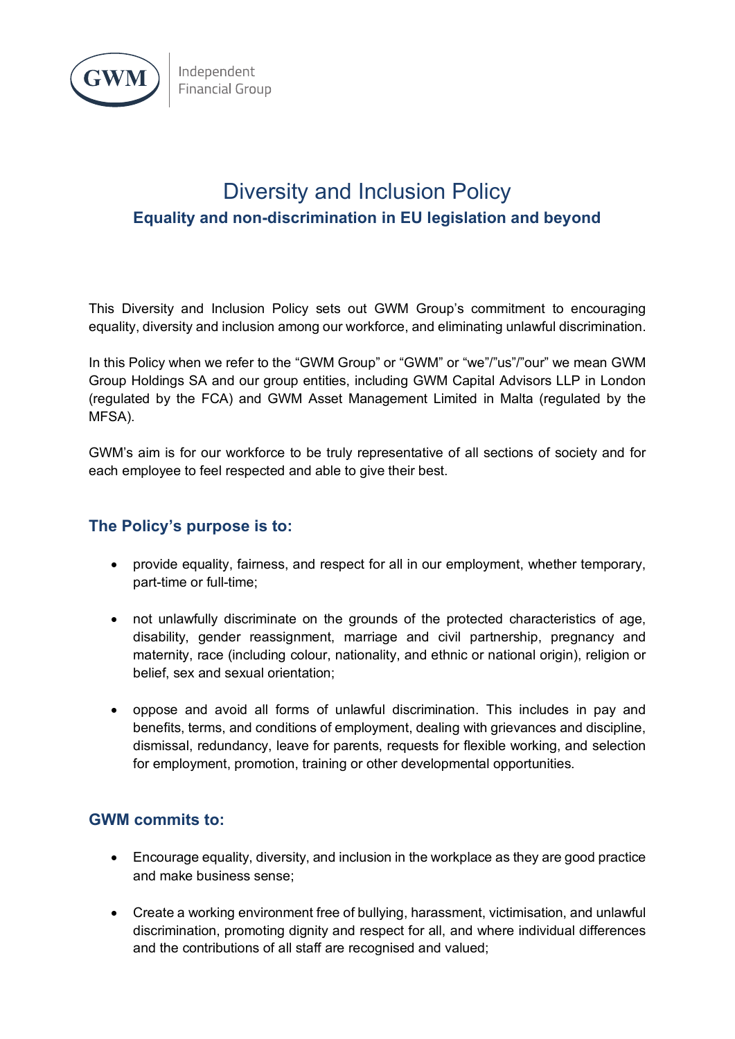# Diversity and Inclusion Policy

## Equality and non-discrimination in EU legislation and beyond

This Diversity and Inclusion Policy sets out GWM Group's commitment to encouraging equality, diversity and inclusion among our workforce, and eliminating unlawful discrimination.

In this Policy when we refer to the "GWM Group" or "GWM" or "we"/"us"/"our" we mean GWM Group Holdings SA and our group entities, including GWM Capital Advisors LLP in London (regulated by the FCA) and GWM Asset Management Limited in Malta (regulated by the MFSA).

GWM's aim is for our workforce to be truly representative of all sections of society and for each employee to feel respected and able to give their best.

### The Policy's purpose is to:

- provide equality, fairness, and respect for all in our employment, whether temporary, part-time or full-time;
- not unlawfully discriminate on the grounds of the protected characteristics of age, disability, gender reassignment, marriage and civil partnership, pregnancy and maternity, race (including colour, nationality, and ethnic or national origin), religion or belief, sex and sexual orientation;
- oppose and avoid all forms of unlawful discrimination. This includes in pay and benefits, terms, and conditions of employment, dealing with grievances and discipline, dismissal, redundancy, leave for parents, requests for flexible working, and selection for employment, promotion, training or other developmental opportunities.

### GWM commits to:

- Encourage equality, diversity, and inclusion in the workplace as they are good practice and make business sense;
- Create a working environment free of bullying, harassment, victimisation, and unlawful discrimination, promoting dignity and respect for all, and where individual differences and the contributions of all staff are recognised and valued;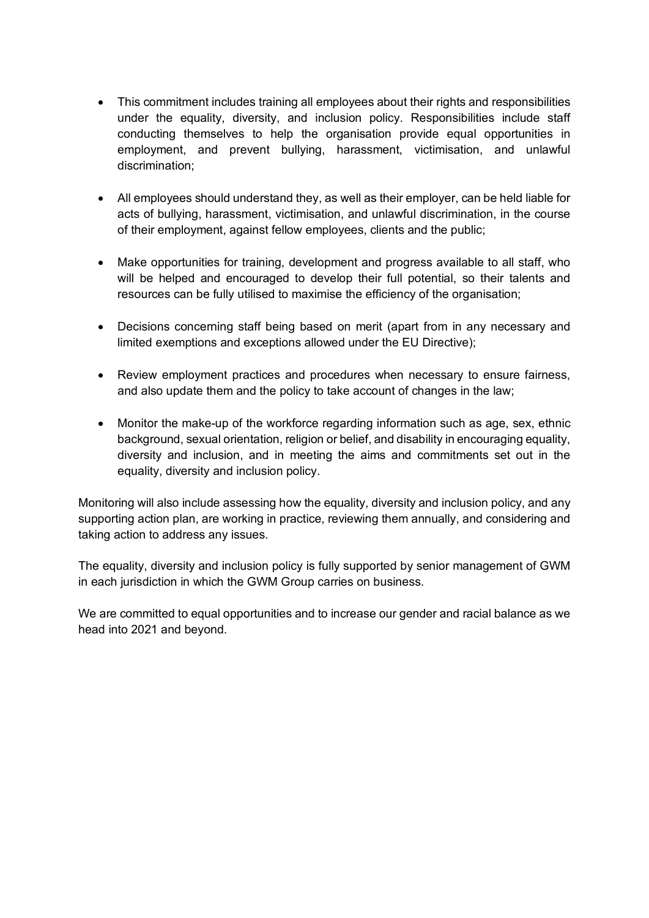- This commitment includes training all employees about their rights and responsibilities under the equality, diversity, and inclusion policy. Responsibilities include staff conducting themselves to help the organisation provide equal opportunities in employment, and prevent bullying, harassment, victimisation, and unlawful discrimination;

- All employees should understand they, as well as their employer, can be held liable for acts of bullying, harassment, victimisation, and unlawful discrimination, in the course of their employment, against fellow employees, clients and the public;

- Make opportunities for training, development and progress available to all staff, who will be helped and encouraged to develop their full potential, so their talents and resources can be fully utilised to maximise the efficiency of the organisation;

- Decisions concerning staff being based on merit (apart from in any necessary and limited exemptions and exceptions allowed under the EU Directive);

- Review employment practices and procedures when necessary to ensure fairness, and also update them and the policy to take account of changes in the law;

- Monitor the make-up of the workforce regarding information such as age, sex, ethnic background, sexual orientation, religion or belief, and disability in encouraging equality, diversity and inclusion, and in meeting the aims and commitments set out in the equality, diversity and inclusion policy.

Monitoring will also include assessing how the equality, diversity and inclusion policy, and any supporting action plan, are working in practice, reviewing them annually, and considering and taking action to address any issues.

The equality, diversity and inclusion policy is fully supported by senior management of GWM in each jurisdiction in which the GWM Group carries on business.

We are committed to equal opportunities and to increase our gender and racial balance as we head into 2021 and beyond.